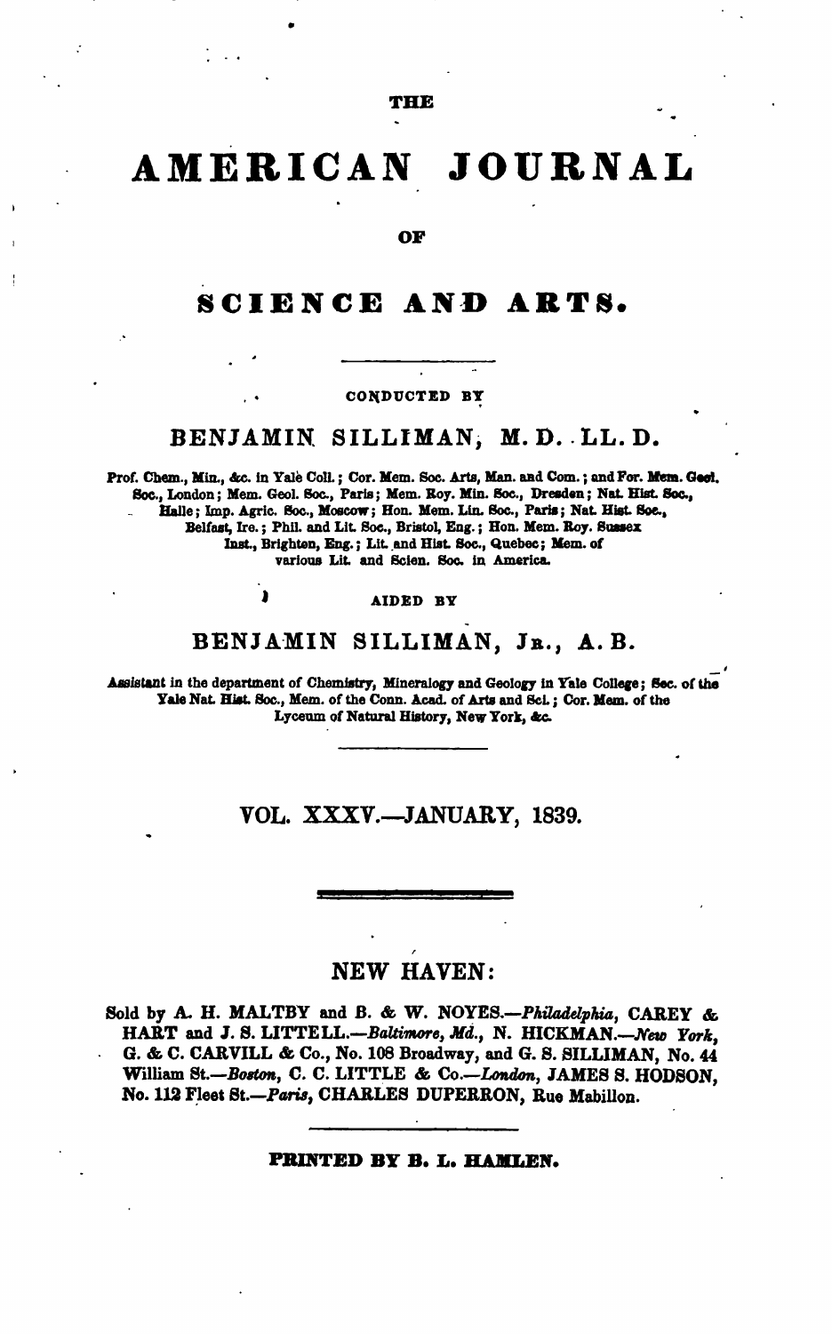THE

# AMERICAN JOURNAL

OF

# SCIENCE AND ARTS.

CONDUCTED BY

## BENJAMIN SILLIMAN, M. D. LL. D.

Prof. Chem., Min., &c. in Yale Coll.; Cor. Mem. Soc. Arts, Man. and Com.; and For. Mem. Geol. Soc., London; Mem. Geol. Soc., Paris; Mem. Roy. Min. Soc., Dresden; Nat. Hist. Soc., Halle; Imp. Agric. Soc., Moscow; Hon. Mem. Lin. Soc., Paris; Nat. Hist. Soc., Belfast, Ire.; Phil. and Lit. Soc., Bristol, Eng.; Hon. Mem. Roy. Sussex Inst., Brighton, Eng.; Lit. and Hist. Soc., Quebec; Mem. of various Lit. and Scien. Soc. in America.

AIDED BY

## BENJAMIN SILLIMAN, Jr., A. B.

Assistant in the department of Chemistry, Mineralogy and Geology in Yale College; Sec. of the Yale Nat. Hist. Soc., Mem. of the Conn. Acad. of Arts and Sci.; Cor. Mem. of the Lyceum of Natural History, New York, &c.

## VOL. XXXV.—JANUARY, 1839.

## NEW HAVEN:

Sold by A. H. MALTBY and B. & W. NOYES.—*Philadelphia*, CAREY & HART and J. S. LITTELL.—*Baltimore, Md.*, N. HICKMAN.—*New York*, G. & C. CARVILL & Co., No. 108 Broadway, and G. S. SILLIMAN, No. 44 William St.—*Boston*, C. C. LITTLE & Co.—*London*, JAMES S. HODSON, No. 112 Fleet St.—*Paris*, CHARLES DUPERRON, Rue Mabillon.

**PRINTED BY B. L. HAMLEN.**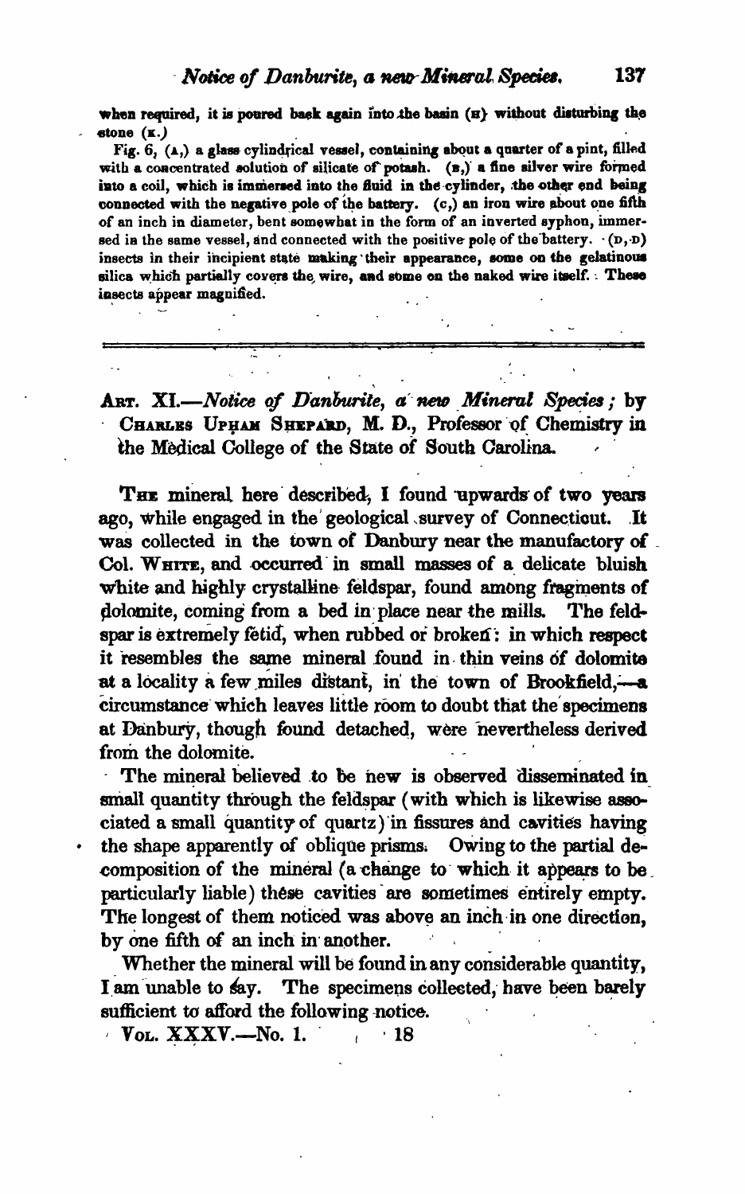when required, it is poured back again into the basin (H) without disturbing the stone (K.)

Fig. 6, (A,) a glass cylindrical vessel, containing about a quarter of a pint, filled with a concentrated solution of silicate of potash. (B,) a fine silver wire formed into a coil, which is immersed into the fluid in the cylinder, the other end being connected with the negative pole of the battery. (C,) an iron wire about one fifth of an inch in diameter, bent somewhat in the form of an inverted syphon, immersed in the same vessel, and connected with the positive pole of the battery. (D, D) insects in their incipient state making their appearance, some on the gelatinous silica which partially covers the wire, and some on the naked wire itself. These insects appear magnified.

---

## ART. XI.—*Notice of Danburite, a new Mineral Species;* by CHARLES UPHAM SHEPARD, M. D., Professor of Chemistry in the Medical College of the State of South Carolina.

THE mineral here described, I found upwards of two years ago, while engaged in the geological survey of Connecticut. It was collected in the town of Danbury near the manufactory of Col. WHITE, and occurred in small masses of a delicate bluish white and highly crystalline feldspar, found among fragments of dolomite, coming from a bed in place near the mills. The feldspar is extremely fetid, when rubbed or broken: in which respect it resembles the same mineral found in thin veins of dolomite at a locality a few miles distant, in the town of Brookfield,—a circumstance which leaves little room to doubt that the specimens at Danbury, though found detached, were nevertheless derived from the dolomite.

The mineral believed to be new is observed disseminated in small quantity through the feldspar (with which is likewise associated a small quantity of quartz) in fissures and cavities having the shape apparently of oblique prisms. Owing to the partial decomposition of the mineral (a change to which it appears to be particularly liable) these cavities are sometimes entirely empty. The longest of them noticed was above an inch in one direction, by one fifth of an inch in another.

Whether the mineral will be found in any considerable quantity, I am unable to say. The specimens collected, have been barely sufficient to afford the following notice.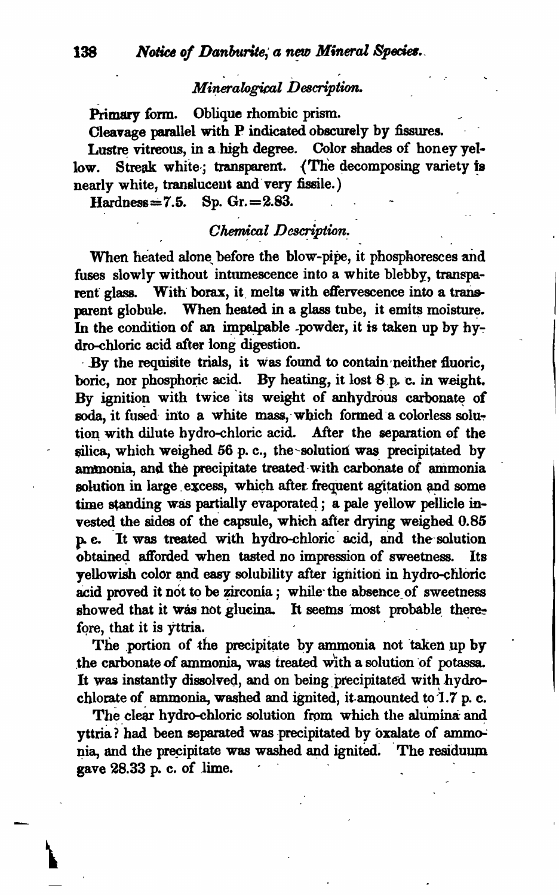### *Mineralogical Description.*

Primary form. Oblique rhombic prism.

Cleavage parallel with P indicated obscurely by fissures.

Lustre vitreous, in a high degree. Color shades of honey yellow. Streak white; transparent. (The decomposing variety is nearly white, translucent and very fissile.)

Hardness = 7.5. Sp. Gr. = 2.83.

### *Chemical Description.*

When heated alone before the blow-pipe, it phosphoresces and fuses slowly without intumescence into a white blebby, transparent glass. With borax, it melts with effervescence into a transparent globule. When heated in a glass tube, it emits moisture. In the condition of an impalpable powder, it is taken up by hydro-chloric acid after long digestion.

By the requisite trials, it was found to contain neither fluoric, boric, nor phosphoric acid. By heating, it lost 8 p. c. in weight. By ignition with twice its weight of anhydrous carbonate of soda, it fused into a white mass, which formed a colorless solution with dilute hydro-chloric acid. After the separation of the silica, which weighed 56 p. c., the solution was precipitated by ammonia, and the precipitate treated with carbonate of ammonia solution in large excess, which after frequent agitation and some time standing was partially evaporated; a pale yellow pellicle invested the sides of the capsule, which after drying weighed 0.85 p. c. It was treated with hydro-chloric acid, and the solution obtained afforded when tasted no impression of sweetness. Its yellowish color and easy solubility after ignition in hydro-chloric acid proved it not to be zirconia; while the absence of sweetness showed that it was not glucina. It seems most probable therefore, that it is yttria.

The portion of the precipitate by ammonia not taken up by the carbonate of ammonia, was treated with a solution of potassa. It was instantly dissolved, and on being precipitated with hydrochlorate of ammonia, washed and ignited, it amounted to 1.7 p. c.

The clear hydro-chloric solution from which the alumina and yttria? had been separated was precipitated by oxalate of ammonia, and the precipitate was washed and ignited. The residuum gave 28.33 p. c. of lime.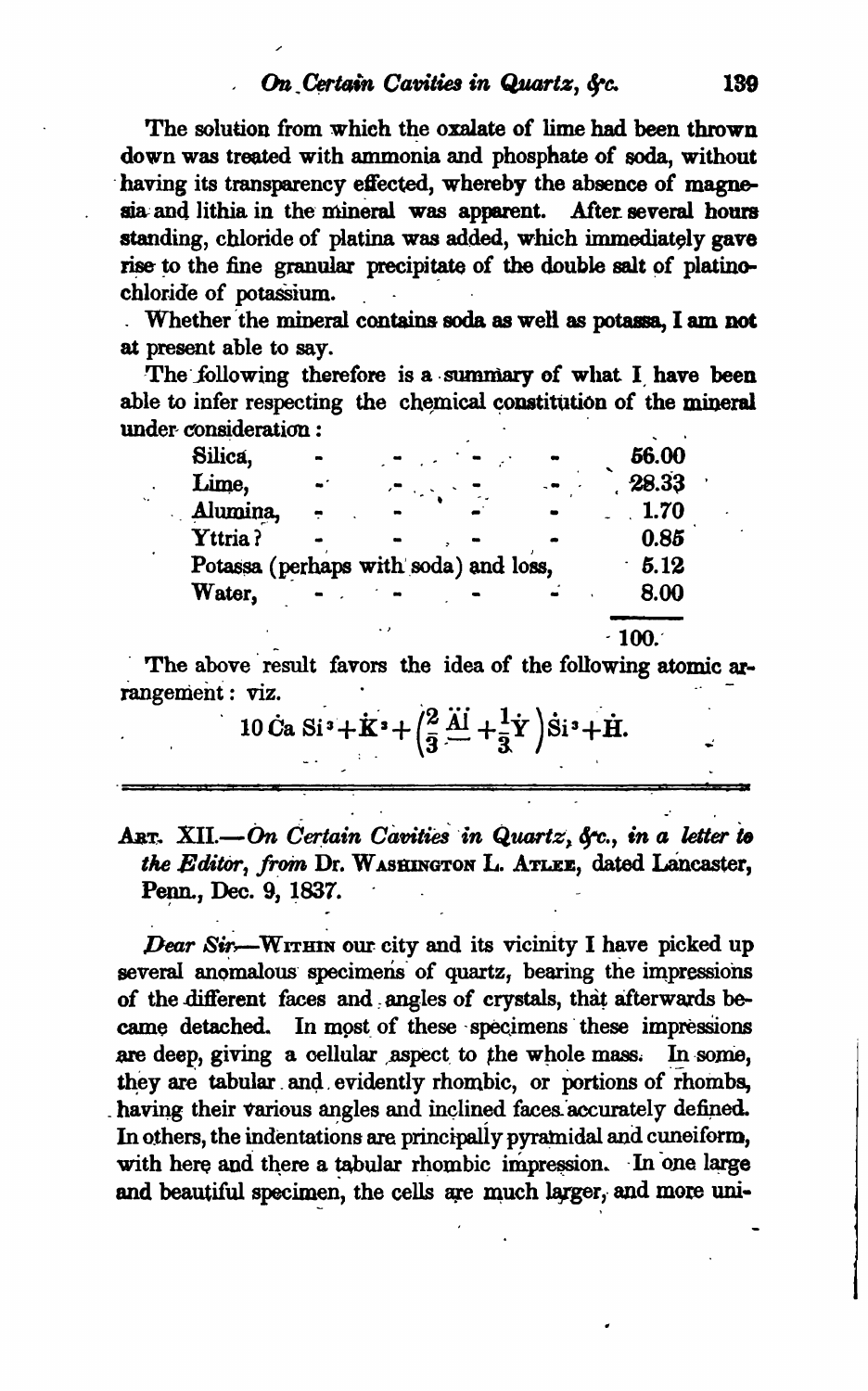The solution from which the oxalate of lime had been thrown down was treated with ammonia and phosphate of soda, without having its transparency effected, whereby the absence of magnesia and lithia in the mineral was apparent. After several hours standing, chloride of platina was added, which immediately gave rise to the fine granular precipitate of the double salt of platino-chloride of potassium.

Whether the mineral contains soda as well as potassa, I am not at present able to say.

The following therefore is a summary of what I have been able to infer respecting the chemical constitution of the mineral under consideration:

| | |
|---|---|
| Silica, | 56.00 |
| Lime, | 28.33 |
| Alumina, | 1.70 |
| Yttria? | 0.85 |
| Potassa (perhaps with soda) and loss, | 5.12 |
| Water, | 8.00 |
| | 100. |

The above result favors the idea of the following atomic arrangement: viz.

$$10\,\dot{C}a\,Si^3 + \dot{K}^3 + \left(\frac{2}{3}\,\ddot{\underline{Al}} + \frac{1}{3}\dot{Y}\right)\dot{S}i^3 + \dot{H}.$$

---

## Art. XII.—*On Certain Cavities in Quartz, &c., in a letter to the Editor, from* Dr. Washington L. Atlee, dated Lancaster, Penn., Dec. 9, 1837.

*Dear Sir*—Within our city and its vicinity I have picked up several anomalous specimens of quartz, bearing the impressions of the different faces and angles of crystals, that afterwards became detached. In most of these specimens these impressions are deep, giving a cellular aspect to the whole mass. In some, they are tabular and evidently rhombic, or portions of rhombs, having their various angles and inclined faces accurately defined. In others, the indentations are principally pyramidal and cuneiform, with here and there a tabular rhombic impression. In one large and beautiful specimen, the cells are much larger, and more uni-